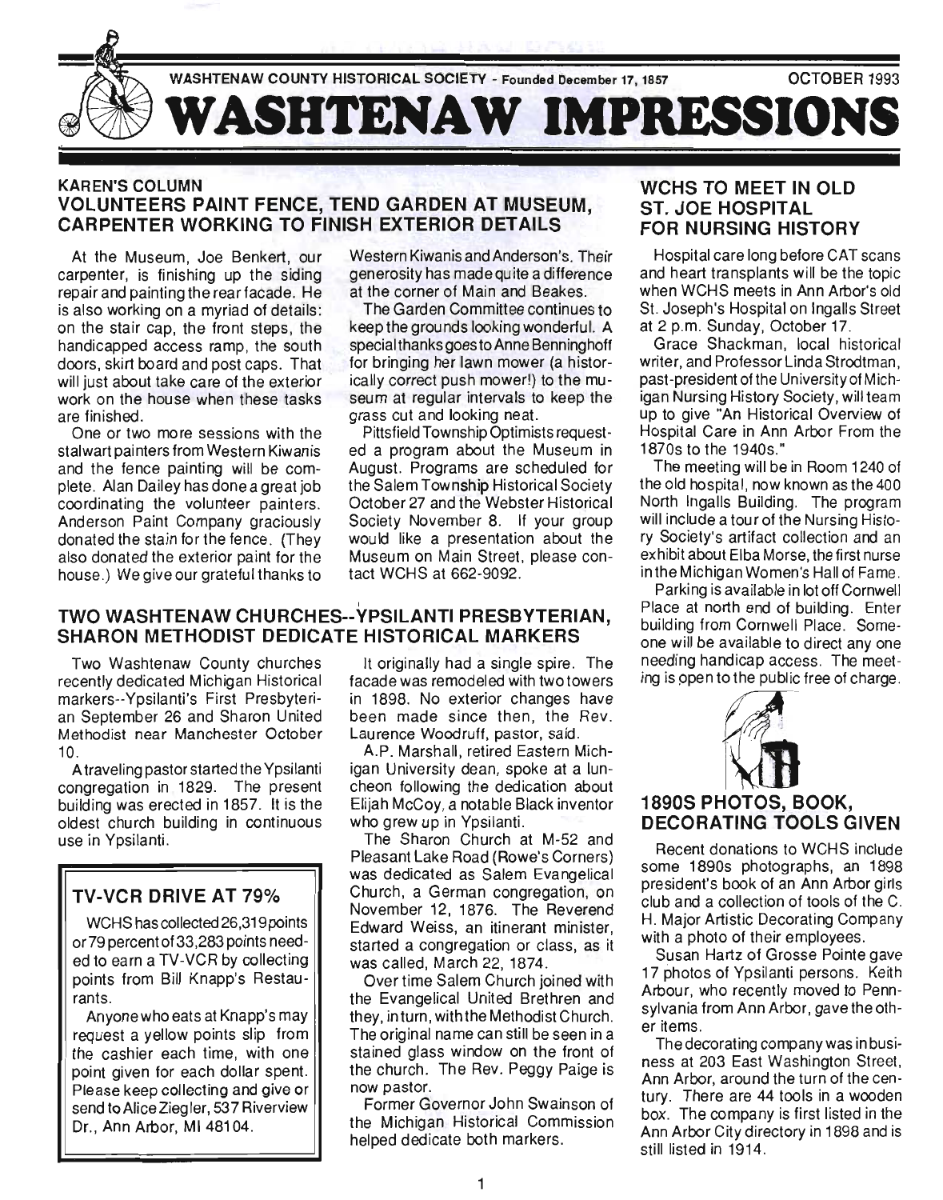WASHTENAW COUNTY HISTORICAL SOCIETY - Founded December 17, 1857 — OCTOBER 1993

# WASHTENAW IMPRESSIONS

## KAREN'S COLUMN
## VOLUNTEERS PAINT FENCE, TEND GARDEN AT MUSEUM, CARPENTER WORKING TO FINISH EXTERIOR DETAILS

At the Museum, Joe Benkert, our carpenter, is finishing up the siding repair and painting the rear facade. He is also working on a myriad of details: on the stair cap, the front steps, the handicapped access ramp, the south doors, skirt board and post caps. That will just about take care of the exterior work on the house when these tasks are finished.

One or two more sessions with the stalwart painters from Western Kiwanis and the fence painting will be complete. Alan Dailey has done a great job coordinating the volunteer painters. Anderson Paint Company graciously donated the stain for the fence. (They also donated the exterior paint for the house.) We give our grateful thanks to Western Kiwanis and Anderson's. Their generosity has made quite a difference at the corner of Main and Beakes.

The Garden Committee continues to keep the grounds looking wonderful. A special thanks goes to Anne Benninghoff for bringing her lawn mower (a historically correct push mower!) to the museum at regular intervals to keep the grass cut and looking neat.

Pittsfield Township Optimists requested a program about the Museum in August. Programs are scheduled for the Salem Township Historical Society October 27 and the Webster Historical Society November 8. If your group would like a presentation about the Museum on Main Street, please contact WCHS at 662-9092.

## WCHS TO MEET IN OLD ST. JOE HOSPITAL FOR NURSING HISTORY

Hospital care long before CAT scans and heart transplants will be the topic when WCHS meets in Ann Arbor's old St. Joseph's Hospital on Ingalls Street at 2 p.m. Sunday, October 17.

Grace Shackman, local historical writer, and Professor Linda Strodtman, past-president of the University of Michigan Nursing History Society, will team up to give "An Historical Overview of Hospital Care in Ann Arbor From the 1870s to the 1940s."

The meeting will be in Room 1240 of the old hospital, now known as the 400 North Ingalls Building. The program will include a tour of the Nursing History Society's artifact collection and an exhibit about Elba Morse, the first nurse in the Michigan Women's Hall of Fame.

Parking is available in lot off Cornwell Place at north end of building. Enter building from Cornwell Place. Someone will be available to direct any one needing handicap access. The meeting is open to the public free of charge.

## TWO WASHTENAW CHURCHES--YPSILANTI PRESBYTERIAN, SHARON METHODIST DEDICATE HISTORICAL MARKERS

Two Washtenaw County churches recently dedicated Michigan Historical markers--Ypsilanti's First Presbyterian September 26 and Sharon United Methodist near Manchester October 10.

A traveling pastor started the Ypsilanti congregation in 1829. The present building was erected in 1857. It is the oldest church building in continuous use in Ypsilanti.

It originally had a single spire. The facade was remodeled with two towers in 1898. No exterior changes have been made since then, the Rev. Laurence Woodruff, pastor, said.

A.P. Marshall, retired Eastern Michigan University dean, spoke at a luncheon following the dedication about Elijah McCoy, a notable Black inventor who grew up in Ypsilanti.

The Sharon Church at M-52 and Pleasant Lake Road (Rowe's Corners) was dedicated as Salem Evangelical Church, a German congregation, on November 12, 1876. The Reverend Edward Weiss, an itinerant minister, started a congregation or class, as it was called, March 22, 1874.

Over time Salem Church joined with the Evangelical United Brethren and they, in turn, with the Methodist Church. The original name can still be seen in a stained glass window on the front of the church. The Rev. Peggy Paige is now pastor.

Former Governor John Swainson of the Michigan Historical Commission helped dedicate both markers.

## TV-VCR DRIVE AT 79%

WCHS has collected 26,319 points or 79 percent of 33,283 points needed to earn a TV-VCR by collecting points from Bill Knapp's Restaurants.

Anyone who eats at Knapp's may request a yellow points slip from the cashier each time, with one point given for each dollar spent. Please keep collecting and give or send to Alice Ziegler, 537 Riverview Dr., Ann Arbor, MI 48104.

## 1890S PHOTOS, BOOK, DECORATING TOOLS GIVEN

Recent donations to WCHS include some 1890s photographs, an 1898 president's book of an Ann Arbor girls club and a collection of tools of the C. H. Major Artistic Decorating Company with a photo of their employees.

Susan Hartz of Grosse Pointe gave 17 photos of Ypsilanti persons. Keith Arbour, who recently moved to Pennsylvania from Ann Arbor, gave the other items.

The decorating company was in business at 203 East Washington Street, Ann Arbor, around the turn of the century. There are 44 tools in a wooden box. The company is first listed in the Ann Arbor City directory in 1898 and is still listed in 1914.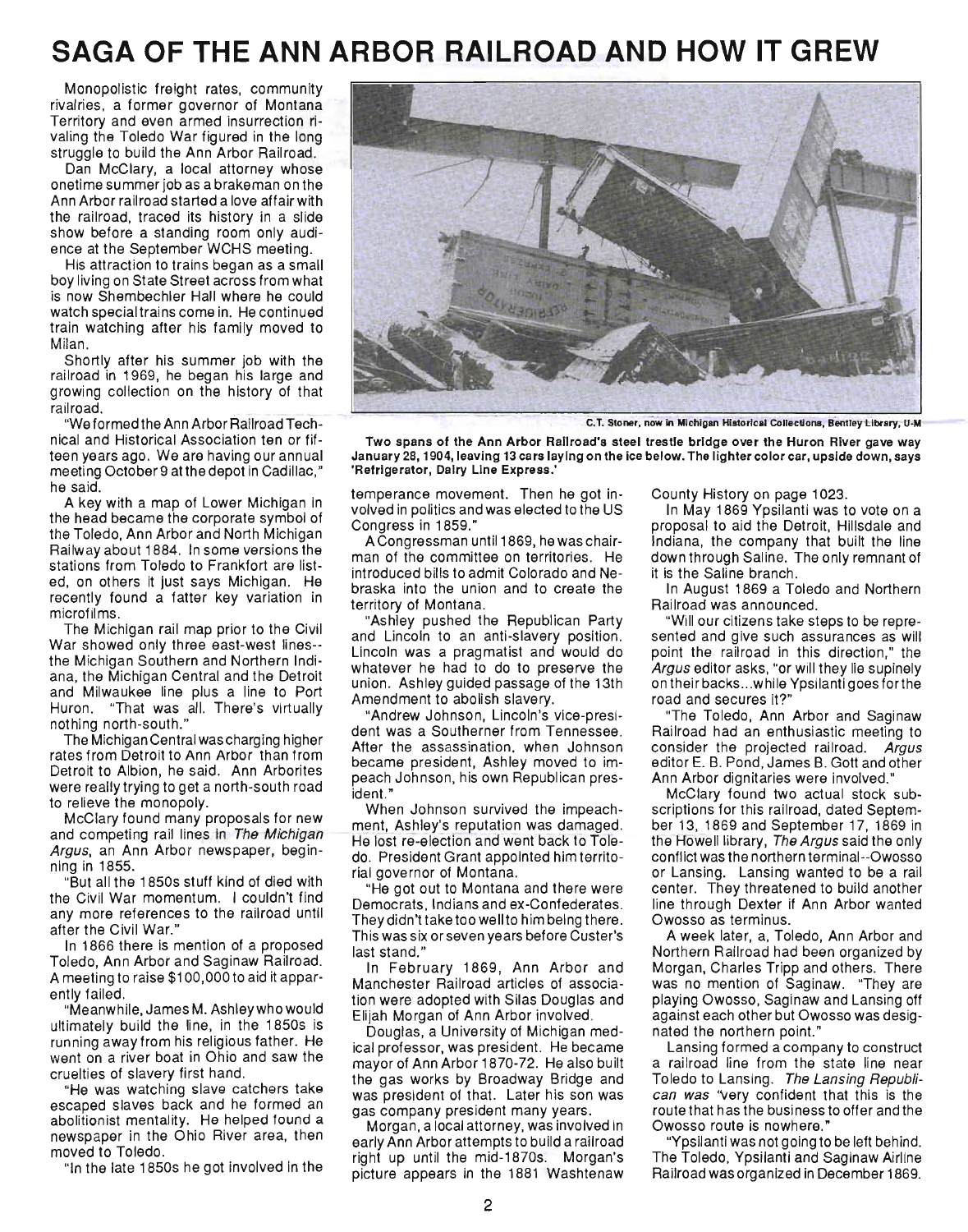# SAGA OF THE ANN ARBOR RAILROAD AND HOW IT GREW

Monopolistic freight rates, community rivalries, a former governor of Montana Territory and even armed insurrection rivaling the Toledo War figured in the long struggle to build the Ann Arbor Railroad.

Dan McClary, a local attorney whose onetime summer job as a brakeman on the Ann Arbor railroad started a love affair with the railroad, traced its history in a slide show before a standing room only audience at the September WCHS meeting.

His attraction to trains began as a small boy living on State Street across from what is now Shembechler Hall where he could watch special trains come in. He continued train watching after his family moved to Milan.

Shortly after his summer job with the railroad in 1969, he began his large and growing collection on the history of that railroad.

"We formed the Ann Arbor Railroad Technical and Historical Association ten or fifteen years ago. We are having our annual meeting October 9 at the depot in Cadillac," he said.

A key with a map of Lower Michigan in the head became the corporate symbol of the Toledo, Ann Arbor and North Michigan Railway about 1884. In some versions the stations from Toledo to Frankfort are listed, on others it just says Michigan. He recently found a fatter key variation in microfilms.

The Michigan rail map prior to the Civil War showed only three east-west lines--the Michigan Southern and Northern Indiana, the Michigan Central and the Detroit and Milwaukee line plus a line to Port Huron. "That was all. There's virtually nothing north-south."

The Michigan Central was charging higher rates from Detroit to Ann Arbor than from Detroit to Albion, he said. Ann Arborites were really trying to get a north-south road to relieve the monopoly.

McClary found many proposals for new and competing rail lines in *The Michigan Argus*, an Ann Arbor newspaper, beginning in 1855.

"But all the 1850s stuff kind of died with the Civil War momentum. I couldn't find any more references to the railroad until after the Civil War."

In 1866 there is mention of a proposed Toledo, Ann Arbor and Saginaw Railroad. A meeting to raise $100,000 to aid it apparently failed.

"Meanwhile, James M. Ashley who would ultimately build the line, in the 1850s is running away from his religious father. He went on a river boat in Ohio and saw the cruelties of slavery first hand.

"He was watching slave catchers take escaped slaves back and he formed an abolitionist mentality. He helped found a newspaper in the Ohio River area, then moved to Toledo.

"In the late 1850s he got involved in the temperance movement. Then he got involved in politics and was elected to the US Congress in 1859."

A Congressman until 1869, he was chairman of the committee on territories. He introduced bills to admit Colorado and Nebraska into the union and to create the territory of Montana.

"Ashley pushed the Republican Party and Lincoln to an anti-slavery position. Lincoln was a pragmatist and would do whatever he had to do to preserve the union. Ashley guided passage of the 13th Amendment to abolish slavery.

"Andrew Johnson, Lincoln's vice-president was a Southerner from Tennessee. After the assassination, when Johnson became president, Ashley moved to impeach Johnson, his own Republican president."

When Johnson survived the impeachment, Ashley's reputation was damaged. He lost re-election and went back to Toledo. President Grant appointed him territorial governor of Montana.

"He got out to Montana and there were Democrats, Indians and ex-Confederates. They didn't take too well to him being there. This was six or seven years before Custer's last stand."

In February 1869, Ann Arbor and Manchester Railroad articles of association were adopted with Silas Douglas and Elijah Morgan of Ann Arbor involved.

Douglas, a University of Michigan medical professor, was president. He became mayor of Ann Arbor 1870-72. He also built the gas works by Broadway Bridge and was president of that. Later his son was gas company president many years.

Morgan, a local attorney, was involved in early Ann Arbor attempts to build a railroad right up until the mid-1870s. Morgan's picture appears in the 1881 Washtenaw County History on page 1023.

In May 1869 Ypsilanti was to vote on a proposal to aid the Detroit, Hillsdale and Indiana, the company that built the line down through Saline. The only remnant of it is the Saline branch.

In August 1869 a Toledo and Northern Railroad was announced.

"Will our citizens take steps to be represented and give such assurances as will point the railroad in this direction," the *Argus* editor asks, "or will they lie supinely on their backs...while Ypsilanti goes for the road and secures it?"

"The Toledo, Ann Arbor and Saginaw Railroad had an enthusiastic meeting to consider the projected railroad. *Argus* editor E. B. Pond, James B. Gott and other Ann Arbor dignitaries were involved."

McClary found two actual stock subscriptions for this railroad, dated September 13, 1869 and September 17, 1869 in the Howell library, *The Argus* said the only conflict was the northern terminal--Owosso or Lansing. Lansing wanted to be a rail center. They threatened to build another line through Dexter if Ann Arbor wanted Owosso as terminus.

A week later, a, Toledo, Ann Arbor and Northern Railroad had been organized by Morgan, Charles Tripp and others. There was no mention of Saginaw. "They are playing Owosso, Saginaw and Lansing off against each other but Owosso was designated the northern point."

Lansing formed a company to construct a railroad line from the state line near Toledo to Lansing. *The Lansing Republican was* "very confident that this is the route that has the business to offer and the Owosso route is nowhere."

"Ypsilanti was not going to be left behind. The Toledo, Ypsilanti and Saginaw Airline Railroad was organized in December 1869.

C.T. Stoner, now in Michigan Historical Collections, Bentley Library, U-M

**Two spans of the Ann Arbor Railroad's steel trestle bridge over the Huron River gave way January 28, 1904, leaving 13 cars laying on the ice below. The lighter color car, upside down, says 'Refrigerator, Dairy Line Express.'**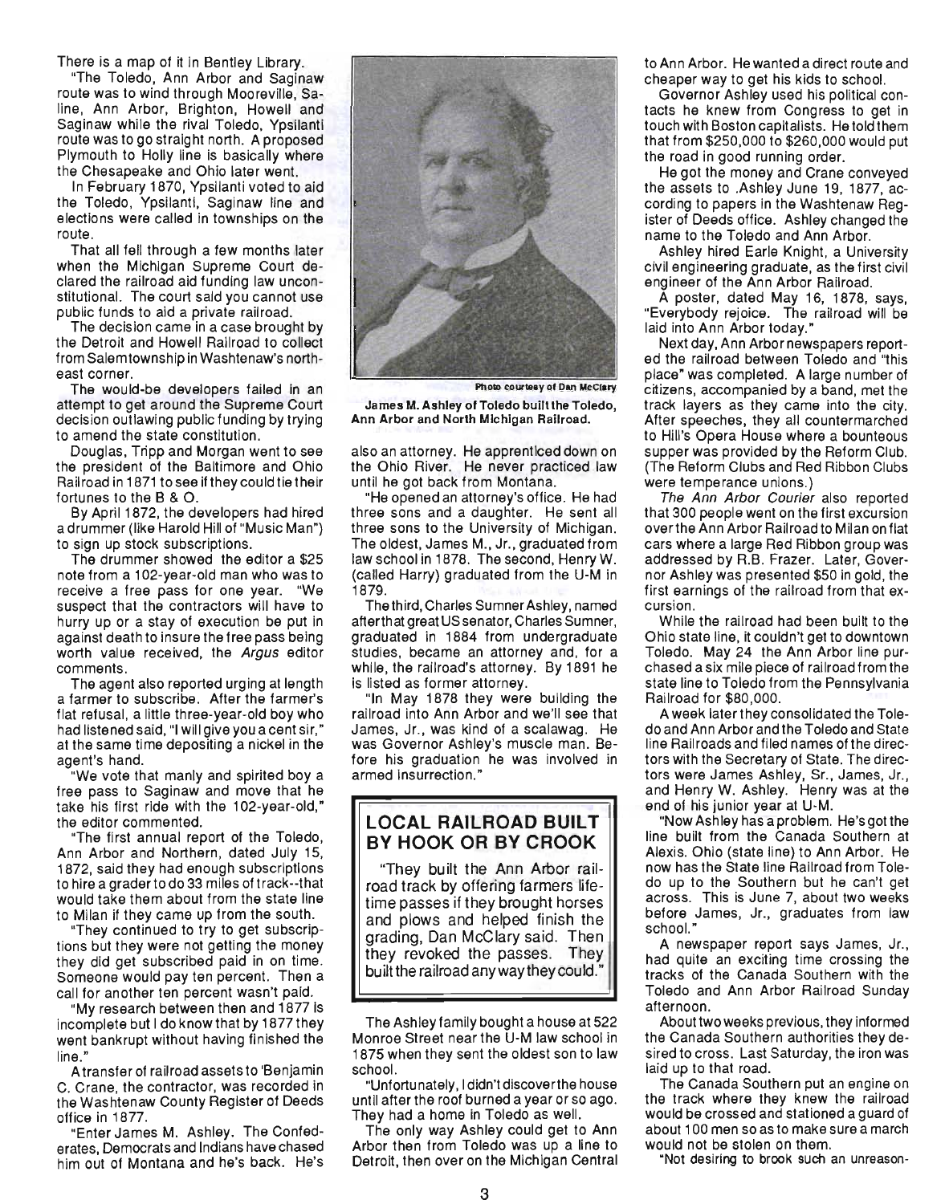There is a map of it in Bentley Library.

"The Toledo, Ann Arbor and Saginaw route was to wind through Mooreville, Saline, Ann Arbor, Brighton, Howell and Saginaw while the rival Toledo, Ypsilanti route was to go straight north. A proposed Plymouth to Holly line is basically where the Chesapeake and Ohio later went.

In February 1870, Ypsilanti voted to aid the Toledo, Ypsilanti, Saginaw line and elections were called in townships on the route.

That all fell through a few months later when the Michigan Supreme Court declared the railroad aid funding law unconstitutional. The court said you cannot use public funds to aid a private railroad.

The decision came in a case brought by the Detroit and Howell Railroad to collect from Salem township in Washtenaw's northeast corner.

The would-be developers failed in an attempt to get around the Supreme Court decision outlawing public funding by trying to amend the state constitution.

Douglas, Tripp and Morgan went to see the president of the Baltimore and Ohio Railroad in 1871 to see if they could tie their fortunes to the B & O.

By April 1872, the developers had hired a drummer (like Harold Hill of "Music Man") to sign up stock subscriptions.

The drummer showed the editor a $25 note from a 102-year-old man who was to receive a free pass for one year. "We suspect that the contractors will have to hurry up or a stay of execution be put in against death to insure the free pass being worth value received, the *Argus* editor comments.

The agent also reported urging at length a farmer to subscribe. After the farmer's flat refusal, a little three-year-old boy who had listened said, "I will give you a cent sir," at the same time depositing a nickel in the agent's hand.

"We vote that manly and spirited boy a free pass to Saginaw and move that he take his first ride with the 102-year-old," the editor commented.

"The first annual report of the Toledo, Ann Arbor and Northern, dated July 15, 1872, said they had enough subscriptions to hire a grader to do 33 miles of track--that would take them about from the state line to Milan if they came up from the south.

"They continued to try to get subscriptions but they were not getting the money they did get subscribed paid in on time. Someone would pay ten percent. Then a call for another ten percent wasn't paid.

"My research between then and 1877 is incomplete but I do know that by 1877 they went bankrupt without having finished the line."

A transfer of railroad assets to Benjamin C. Crane, the contractor, was recorded in the Washtenaw County Register of Deeds office in 1877.

"Enter James M. Ashley. The Confederates, Democrats and Indians have chased him out of Montana and he's back. He's also an attorney. He apprenticed down on the Ohio River. He never practiced law until he got back from Montana.

Photo courtesy of Dan McClary

**James M. Ashley of Toledo built the Toledo, Ann Arbor and North Michigan Railroad.**

"He opened an attorney's office. He had three sons and a daughter. He sent all three sons to the University of Michigan. The oldest, James M., Jr., graduated from law school in 1878. The second, Henry W. (called Harry) graduated from the U-M in 1879.

The third, Charles Sumner Ashley, named after that great US senator, Charles Sumner, graduated in 1884 from undergraduate studies, became an attorney and, for a while, the railroad's attorney. By 1891 he is listed as former attorney.

"In May 1878 they were building the railroad into Ann Arbor and we'll see that James, Jr., was kind of a scalawag. He was Governor Ashley's muscle man. Before his graduation he was involved in armed insurrection."

## LOCAL RAILROAD BUILT BY HOOK OR BY CROOK

"They built the Ann Arbor railroad track by offering farmers lifetime passes if they brought horses and plows and helped finish the grading, Dan McClary said. Then they revoked the passes. They built the railroad any way they could."

The Ashley family bought a house at 522 Monroe Street near the U-M law school in 1875 when they sent the oldest son to law school.

"Unfortunately, I didn't discover the house until after the roof burned a year or so ago. They had a home in Toledo as well.

The only way Ashley could get to Ann Arbor then from Toledo was up a line to Detroit, then over on the Michigan Central to Ann Arbor. He wanted a direct route and cheaper way to get his kids to school.

Governor Ashley used his political contacts he knew from Congress to get in touch with Boston capitalists. He told them that from $250,000 to $260,000 would put the road in good running order.

He got the money and Crane conveyed the assets to Ashley June 19, 1877, according to papers in the Washtenaw Register of Deeds office. Ashley changed the name to the Toledo and Ann Arbor.

Ashley hired Earle Knight, a University civil engineering graduate, as the first civil engineer of the Ann Arbor Railroad.

A poster, dated May 16, 1878, says, "Everybody rejoice. The railroad will be laid into Ann Arbor today."

Next day, Ann Arbor newspapers reported the railroad between Toledo and "this place" was completed. A large number of citizens, accompanied by a band, met the track layers as they came into the city. After speeches, they all countermarched to Hill's Opera House where a bounteous supper was provided by the Reform Club. (The Reform Clubs and Red Ribbon Clubs were temperance unions.)

*The Ann Arbor Courier* also reported that 300 people went on the first excursion over the Ann Arbor Railroad to Milan on flat cars where a large Red Ribbon group was addressed by R.B. Frazer. Later, Governor Ashley was presented $50 in gold, the first earnings of the railroad from that excursion.

While the railroad had been built to the Ohio state line, it couldn't get to downtown Toledo. May 24 the Ann Arbor line purchased a six mile piece of railroad from the state line to Toledo from the Pennsylvania Railroad for $80,000.

A week later they consolidated the Toledo and Ann Arbor and the Toledo and State line Railroads and filed names of the directors with the Secretary of State. The directors were James Ashley, Sr., James, Jr., and Henry W. Ashley. Henry was at the end of his junior year at U-M.

"Now Ashley has a problem. He's got the line built from the Canada Southern at Alexis, Ohio (state line) to Ann Arbor. He now has the State line Railroad from Toledo up to the Southern but he can't get across. This is June 7, about two weeks before James, Jr., graduates from law school."

A newspaper report says James, Jr., had quite an exciting time crossing the tracks of the Canada Southern with the Toledo and Ann Arbor Railroad Sunday afternoon.

About two weeks previous, they informed the Canada Southern authorities they desired to cross. Last Saturday, the iron was laid up to that road.

The Canada Southern put an engine on the track where they knew the railroad would be crossed and stationed a guard of about 100 men so as to make sure a march would not be stolen on them.

"Not desiring to brook such an unreason-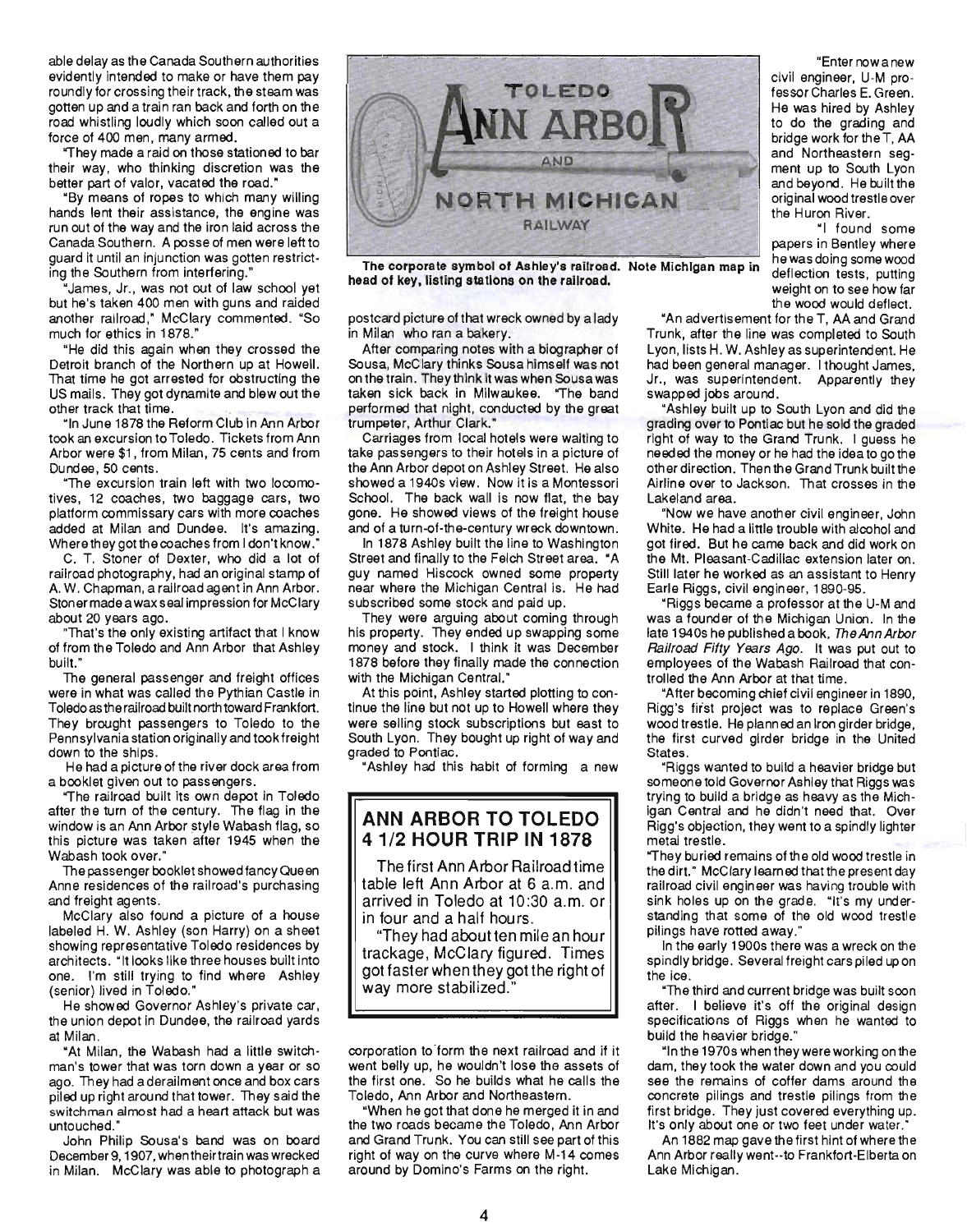able delay as the Canada Southern authorities evidently intended to make or have them pay roundly for crossing their track, the steam was gotten up and a train ran back and forth on the road whistling loudly which soon called out a force of 400 men, many armed.

"They made a raid on those stationed to bar their way, who thinking discretion was the better part of valor, vacated the road."

"By means of ropes to which many willing hands lent their assistance, the engine was run out of the way and the iron laid across the Canada Southern. A posse of men were left to guard it until an injunction was gotten restricting the Southern from interfering."

"James, Jr., was not out of law school yet but he's taken 400 men with guns and raided another railroad," McClary commented. "So much for ethics in 1878."

"He did this again when they crossed the Detroit branch of the Northern up at Howell. That time he got arrested for obstructing the US mails. They got dynamite and blew out the other track that time.

"In June 1878 the Reform Club in Ann Arbor took an excursion to Toledo. Tickets from Ann Arbor were $1, from Milan, 75 cents and from Dundee, 50 cents.

"The excursion train left with two locomotives, 12 coaches, two baggage cars, two platform commissary cars with more coaches added at Milan and Dundee. It's amazing. Where they got the coaches from I don't know."

C. T. Stoner of Dexter, who did a lot of railroad photography, had an original stamp of A. W. Chapman, a railroad agent in Ann Arbor. Stoner made a wax seal impression for McClary about 20 years ago.

"That's the only existing artifact that I know of from the Toledo and Ann Arbor that Ashley built."

The general passenger and freight offices were in what was called the Pythian Castle in Toledo as the railroad built north toward Frankfort. They brought passengers to Toledo to the Pennsylvania station originally and took freight down to the ships.

He had a picture of the river dock area from a booklet given out to passengers.

"The railroad built its own depot in Toledo after the turn of the century. The flag in the window is an Ann Arbor style Wabash flag, so this picture was taken after 1945 when the Wabash took over."

The passenger booklet showed fancy Queen Anne residences of the railroad's purchasing and freight agents.

McClary also found a picture of a house labeled H. W. Ashley (son Harry) on a sheet showing representative Toledo residences by architects. "It looks like three houses built into one. I'm still trying to find where Ashley (senior) lived in Toledo."

He showed Governor Ashley's private car, the union depot in Dundee, the railroad yards at Milan.

"At Milan, the Wabash had a little switchman's tower that was torn down a year or so ago. They had a derailment once and box cars piled up right around that tower. They said the switchman almost had a heart attack but was untouched."

John Philip Sousa's band was on board December 9, 1907, when their train was wrecked in Milan. McClary was able to photograph a postcard picture of that wreck owned by a lady in Milan who ran a bakery.

After comparing notes with a biographer of Sousa, McClary thinks Sousa himself was not on the train. They think it was when Sousa was taken sick back in Milwaukee. "The band performed that night, conducted by the great trumpeter, Arthur Clark."

Carriages from local hotels were waiting to take passengers to their hotels in a picture of the Ann Arbor depot on Ashley Street. He also showed a 1940s view. Now it is a Montessori School. The back wall is now flat, the bay gone. He showed views of the freight house and of a turn-of-the-century wreck downtown.

In 1878 Ashley built the line to Washington Street and finally to the Felch Street area. "A guy named Hiscock owned some property near where the Michigan Central is. He had subscribed some stock and paid up.

They were arguing about coming through his property. They ended up swapping some money and stock. I think it was December 1878 before they finally made the connection with the Michigan Central."

At this point, Ashley started plotting to continue the line but not up to Howell where they were selling stock subscriptions but east to South Lyon. They bought up right of way and graded to Pontiac.

"Ashley had this habit of forming a new corporation to form the next railroad and if it went belly up, he wouldn't lose the assets of the first one. So he builds what he calls the Toledo, Ann Arbor and Northeastern.

"When he got that done he merged it in and the two roads became the Toledo, Ann Arbor and Grand Trunk. You can still see part of this right of way on the curve where M-14 comes around by Domino's Farms on the right.

TOLEDO ANN ARBOR AND NORTH MICHIGAN RAILWAY

**The corporate symbol of Ashley's railroad. Note Michigan map in head of key, listing stations on the railroad.**

## ANN ARBOR TO TOLEDO 4 1/2 HOUR TRIP IN 1878

The first Ann Arbor Railroad time table left Ann Arbor at 6 a.m. and arrived in Toledo at 10:30 a.m. or in four and a half hours.

"They had about ten mile an hour trackage, McClary figured. Times got faster when they got the right of way more stabilized."

"Enter now a new civil engineer, U-M professor Charles E. Green. He was hired by Ashley to do the grading and bridge work for the T, AA and Northeastern segment up to South Lyon and beyond. He built the original wood trestle over the Huron River.

"I found some papers in Bentley where he was doing some wood deflection tests, putting weight on to see how far the wood would deflect.

"An advertisement for the T, AA and Grand Trunk, after the line was completed to South Lyon, lists H. W. Ashley as superintendent. He had been general manager. I thought James, Jr., was superintendent. Apparently they swapped jobs around.

"Ashley built up to South Lyon and did the grading over to Pontiac but he sold the graded right of way to the Grand Trunk. I guess he needed the money or he had the idea to go the other direction. Then the Grand Trunk built the Airline over to Jackson. That crosses in the Lakeland area.

"Now we have another civil engineer, John White. He had a little trouble with alcohol and got fired. But he came back and did work on the Mt. Pleasant-Cadillac extension later on. Still later he worked as an assistant to Henry Earle Riggs, civil engineer, 1890-95.

"Riggs became a professor at the U-M and was a founder of the Michigan Union. In the late 1940s he published a book, *The Ann Arbor Railroad Fifty Years Ago.* It was put out to employees of the Wabash Railroad that controlled the Ann Arbor at that time.

"After becoming chief civil engineer in 1890, Rigg's first project was to replace Green's wood trestle. He planned an iron girder bridge, the first curved girder bridge in the United States.

"Riggs wanted to build a heavier bridge but someone told Governor Ashley that Riggs was trying to build a bridge as heavy as the Michigan Central and he didn't need that. Over Rigg's objection, they went to a spindly lighter metal trestle.

"They buried remains of the old wood trestle in the dirt." McClary learned that the present day railroad civil engineer was having trouble with sink holes up on the grade. "It's my understanding that some of the old wood trestle pilings have rotted away."

In the early 1900s there was a wreck on the spindly bridge. Several freight cars piled up on the ice.

"The third and current bridge was built soon after. I believe it's off the original design specifications of Riggs when he wanted to build the heavier bridge."

"In the 1970s when they were working on the dam, they took the water down and you could see the remains of coffer dams around the concrete pilings and trestle pilings from the first bridge. They just covered everything up. It's only about one or two feet under water."

An 1882 map gave the first hint of where the Ann Arbor really went--to Frankfort-Elberta on Lake Michigan.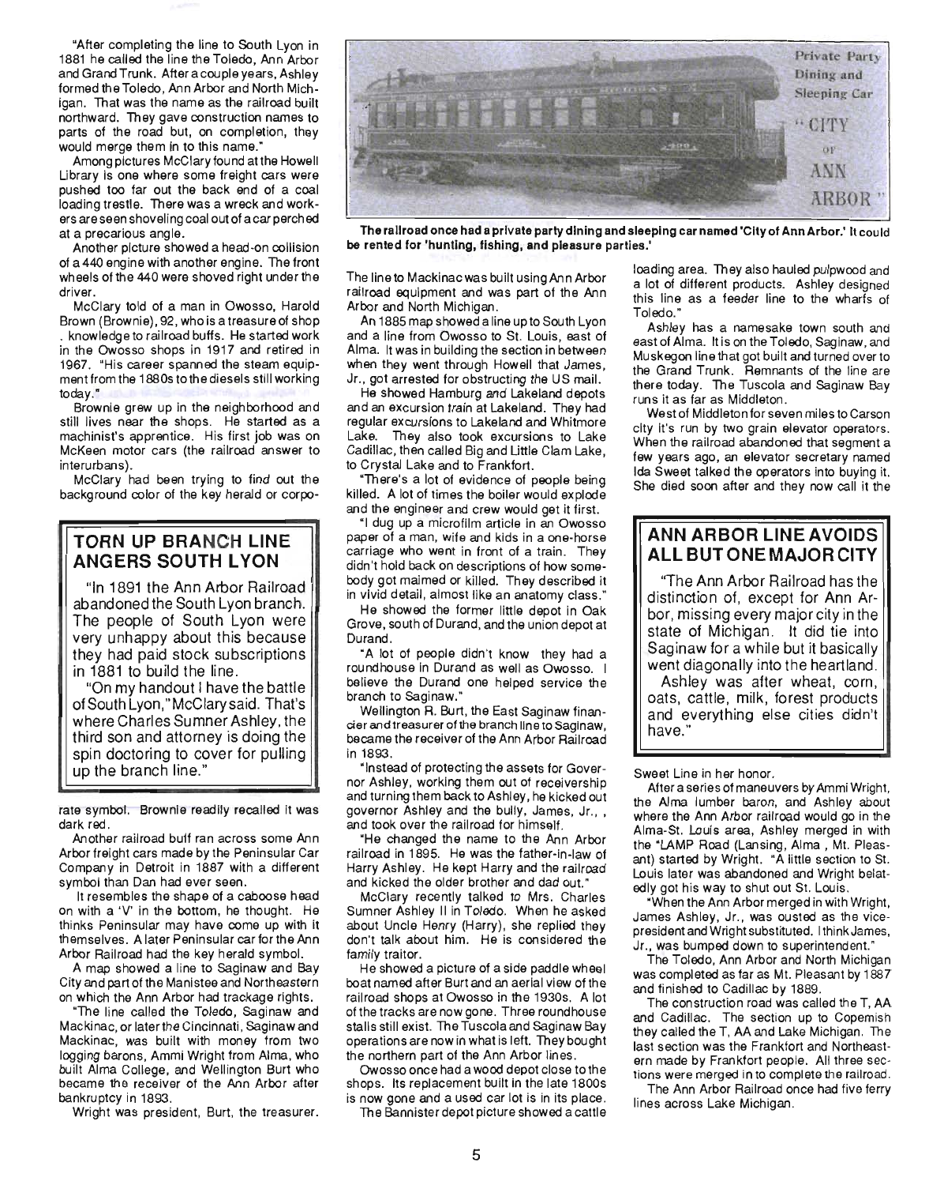"After completing the line to South Lyon in 1881 he called the line the Toledo, Ann Arbor and Grand Trunk. After a couple years, Ashley formed the Toledo, Ann Arbor and North Michigan. That was the name as the railroad built northward. They gave construction names to parts of the road but, on completion, they would merge them in to this name."

Among pictures McClary found at the Howell Library is one where some freight cars were pushed too far out the back end of a coal loading trestle. There was a wreck and workers are seen shoveling coal out of a car perched at a precarious angle.

Another picture showed a head-on collision of a 440 engine with another engine. The front wheels of the 440 were shoved right under the driver.

McClary told of a man in Owosso, Harold Brown (Brownie), 92, who is a treasure of shop knowledge to railroad buffs. He started work in the Owosso shops in 1917 and retired in 1967. "His career spanned the steam equipment from the 1880s to the diesels still working today."

Brownie grew up in the neighborhood and still lives near the shops. He started as a machinist's apprentice. His first job was on McKeen motor cars (the railroad answer to interurbans).

McClary had been trying to find out the background color of the key herald or corporate symbol. Brownie readily recalled it was dark red.

Another railroad buff ran across some Ann Arbor freight cars made by the Peninsular Car Company in Detroit in 1887 with a different symbol than Dan had ever seen.

It resembles the shape of a caboose head on with a 'V' in the bottom, he thought. He thinks Peninsular may have come up with it themselves. A later Peninsular car for the Ann Arbor Railroad had the key herald symbol.

A map showed a line to Saginaw and Bay City and part of the Manistee and Northeastern on which the Ann Arbor had trackage rights.

"The line called the Toledo, Saginaw and Mackinac, or later the Cincinnati, Saginaw and Mackinac, was built with money from two logging barons, Ammi Wright from Alma, who built Alma College, and Wellington Burt who became the receiver of the Ann Arbor after bankruptcy in 1893.

Wright was president, Burt, the treasurer.

## TORN UP BRANCH LINE ANGERS SOUTH LYON

"In 1891 the Ann Arbor Railroad abandoned the South Lyon branch. The people of South Lyon were very unhappy about this because they had paid stock subscriptions in 1881 to build the line.

"On my handout I have the battle of South Lyon," McClary said. That's where Charles Sumner Ashley, the third son and attorney is doing the spin doctoring to cover for pulling up the branch line."

Private Party Dining and Sleeping Car "CITY OF ANN ARBOR"

**The railroad once had a private party dining and sleeping car named 'City of Ann Arbor.' It could be rented for 'hunting, fishing, and pleasure parties.'**

The line to Mackinac was built using Ann Arbor railroad equipment and was part of the Ann Arbor and North Michigan.

An 1885 map showed a line up to South Lyon and a line from Owosso to St. Louis, east of Alma. It was in building the section in between when they went through Howell that James, Jr., got arrested for obstructing the US mail.

He showed Hamburg and Lakeland depots and an excursion train at Lakeland. They had regular excursions to Lakeland and Whitmore Lake. They also took excursions to Lake Cadillac, then called Big and Little Clam Lake, to Crystal Lake and to Frankfort.

"There's a lot of evidence of people being killed. A lot of times the boiler would explode and the engineer and crew would get it first.

"I dug up a microfilm article in an Owosso paper of a man, wife and kids in a one-horse carriage who went in front of a train. They didn't hold back on descriptions of how somebody got maimed or killed. They described it in vivid detail, almost like an anatomy class."

He showed the former little depot in Oak Grove, south of Durand, and the union depot at Durand.

"A lot of people didn't know they had a roundhouse in Durand as well as Owosso. I believe the Durand one helped service the branch to Saginaw."

Wellington R. Burt, the East Saginaw financier and treasurer of the branch line to Saginaw, became the receiver of the Ann Arbor Railroad in 1893.

"Instead of protecting the assets for Governor Ashley, working them out of receivership and turning them back to Ashley, he kicked out governor Ashley and the bully, James, Jr., , and took over the railroad for himself.

"He changed the name to the Ann Arbor railroad in 1895. He was the father-in-law of Harry Ashley. He kept Harry and the railroad and kicked the older brother and dad out."

McClary recently talked to Mrs. Charles Sumner Ashley II in Toledo. When he asked about Uncle Henry (Harry), she replied they don't talk about him. He is considered the family traitor.

He showed a picture of a side paddle wheel boat named after Burt and an aerial view of the railroad shops at Owosso in the 1930s. A lot of the tracks are now gone. Three roundhouse stalls still exist. The Tuscola and Saginaw Bay operations are now in what is left. They bought the northern part of the Ann Arbor lines.

Owosso once had a wood depot close to the shops. Its replacement built in the late 1800s is now gone and a used car lot is in its place.

The Bannister depot picture showed a cattle loading area. They also hauled pulpwood and a lot of different products. Ashley designed this line as a feeder line to the wharfs of Toledo."

Ashley has a namesake town south and east of Alma. It is on the Toledo, Saginaw, and Muskegon line that got built and turned over to the Grand Trunk. Remnants of the line are there today. The Tuscola and Saginaw Bay runs it as far as Middleton.

West of Middleton for seven miles to Carson city it's run by two grain elevator operators. When the railroad abandoned that segment a few years ago, an elevator secretary named Ida Sweet talked the operators into buying it. She died soon after and they now call it the Sweet Line in her honor.

## ANN ARBOR LINE AVOIDS ALL BUT ONE MAJOR CITY

"The Ann Arbor Railroad has the distinction of, except for Ann Arbor, missing every major city in the state of Michigan. It did tie into Saginaw for a while but it basically went diagonally into the heartland.

Ashley was after wheat, corn, oats, cattle, milk, forest products and everything else cities didn't have."

After a series of maneuvers by Ammi Wright, the Alma lumber baron, and Ashley about where the Ann Arbor railroad would go in the Alma-St. Louis area, Ashley merged in with the "LAMP Road (Lansing, Alma , Mt. Pleasant) started by Wright. "A little section to St. Louis later was abandoned and Wright belatedly got his way to shut out St. Louis.

"When the Ann Arbor merged in with Wright, James Ashley, Jr., was ousted as the vice-president and Wright substituted. I think James, Jr., was bumped down to superintendent."

The Toledo, Ann Arbor and North Michigan was completed as far as Mt. Pleasant by 1887 and finished to Cadillac by 1889.

The construction road was called the T, AA and Cadillac. The section up to Copemish they called the T, AA and Lake Michigan. The last section was the Frankfort and Northeastern made by Frankfort people. All three sections were merged in to complete the railroad.

The Ann Arbor Railroad once had five ferry lines across Lake Michigan.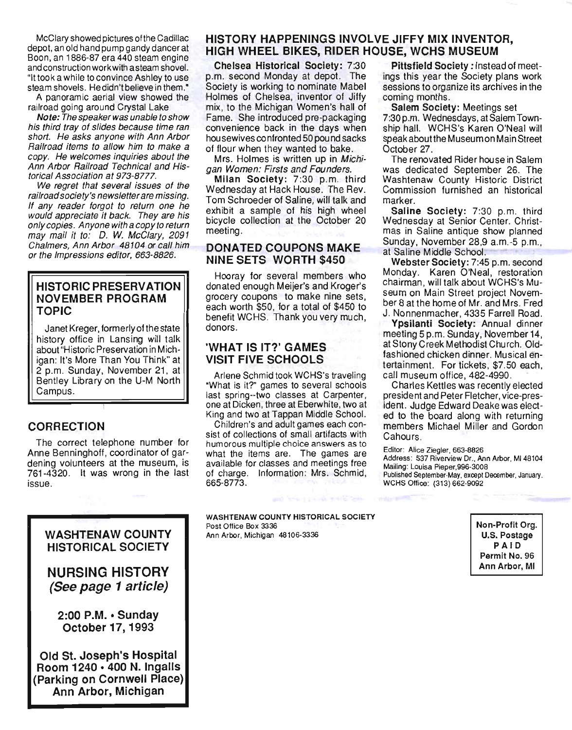McClary showed pictures of the Cadillac depot, an old hand pump gandy dancer at Boon, an 1886-87 era 440 steam engine and construction work with a steam shovel. "It took a while to convince Ashley to use steam shovels. He didn't believe in them."

A panoramic aerial view showed the railroad going around Crystal Lake

*Note: The speaker was unable to show his third tray of slides because time ran short. He asks anyone with Ann Arbor Railroad items to allow him to make a copy. He welcomes inquiries about the Ann Arbor Railroad Technical and Historical Association at 973-8777.*

*We regret that several issues of the railroad society's newsletter are missing. If any reader forgot to return one he would appreciate it back. They are his only copies. Anyone with a copy to return may mail it to: D. W. McClary, 2091 Chalmers, Ann Arbor 48104 or call him or the Impressions editor, 663-8826.*

## HISTORIC PRESERVATION NOVEMBER PROGRAM TOPIC

Janet Kreger, formerly of the state history office in Lansing will talk about "Historic Preservation in Michigan: It's More Than You Think" at 2 p.m. Sunday, November 21, at Bentley Library on the U-M North Campus.

## CORRECTION

The correct telephone number for Anne Benninghoff, coordinator of gardening volunteers at the museum, is 761-4320. It was wrong in the last issue.

## HISTORY HAPPENINGS INVOLVE JIFFY MIX INVENTOR, HIGH WHEEL BIKES, RIDER HOUSE, WCHS MUSEUM

**Chelsea Historical Society:** 7:30 p.m. second Monday at depot. The Society is working to nominate Mabel Holmes of Chelsea, inventor of Jiffy mix, to the Michigan Women's hall of Fame. She introduced pre-packaging convenience back in the days when housewives confronted 50 pound sacks of flour when they wanted to bake.

Mrs. Holmes is written up in *Michigan Women: Firsts and Founders.*

**Milan Society:** 7:30 p.m. third Wednesday at Hack House. The Rev. Tom Schroeder of Saline, will talk and exhibit a sample of his high wheel bicycle collection at the October 20 meeting.

## DONATED COUPONS MAKE NINE SETS WORTH $450

Hooray for several members who donated enough Meijer's and Kroger's grocery coupons to make nine sets, each worth $50, for a total of $450 to benefit WCHS. Thank you very much, donors.

## 'WHAT IS IT?' GAMES VISIT FIVE SCHOOLS

Arlene Schmid took WCHS's traveling "What is it?" games to several schools last spring--two classes at Carpenter, one at Dicken, three at Eberwhite, two at King and two at Tappan Middle School.

Children's and adult games each consist of collections of small artifacts with humorous multiple choice answers as to what the items are. The games are available for classes and meetings free of charge. Information: Mrs. Schmid, 665-8773.

**Pittsfield Society:** Instead of meetings this year the Society plans work sessions to organize its archives in the coming months.

**Salem Society:** Meetings set 7:30 p.m. Wednesdays, at Salem Township hall. WCHS's Karen O'Neal will speak about the Museum on Main Street October 27.

The renovated Rider house in Salem was dedicated September 26. The Washtenaw County Historic District Commission furnished an historical marker.

**Saline Society:** 7:30 p.m. third Wednesday at Senior Center. Christmas in Saline antique show planned Sunday, November 28,9 a.m.-5 p.m., at Saline Middle School.

**Webster Society:** 7:45 p.m. second Monday. Karen O'Neal, restoration chairman, will talk about WCHS's Museum on Main Street project November 8 at the home of Mr. and Mrs. Fred J. Nonnenmacher, 4335 Farrell Road.

**Ypsilanti Society:** Annual dinner meeting 5 p.m. Sunday, November 14, at Stony Creek Methodist Church. Old-fashioned chicken dinner. Musical entertainment. For tickets, $7.50 each, call museum office, 482-4990.

Charles Kettles was recently elected president and Peter Fletcher, vice-president. Judge Edward Deake was elected to the board along with returning members Michael Miller and Gordon Cahours.

Editor: Alice Ziegler, 663-8826
Address: 537 Riverview Dr., Ann Arbor, MI 48104
Mailing: Louisa Pieper, 996-3008
Published September-May, except December, January.
WCHS Office: (313) 662-9092

## WASHTENAW COUNTY HISTORICAL SOCIETY

## NURSING HISTORY
### *(See page 1 article)*

**2:00 P.M. • Sunday October 17, 1993**

**Old St. Joseph's Hospital
Room 1240 • 400 N. Ingalls
(Parking on Cornwell Place)
Ann Arbor, Michigan**

WASHTENAW COUNTY HISTORICAL SOCIETY
Post Office Box 3336
Ann Arbor, Michigan 48106-3336

Non-Profit Org.
U.S. Postage
PAID
Permit No. 96
Ann Arbor, MI